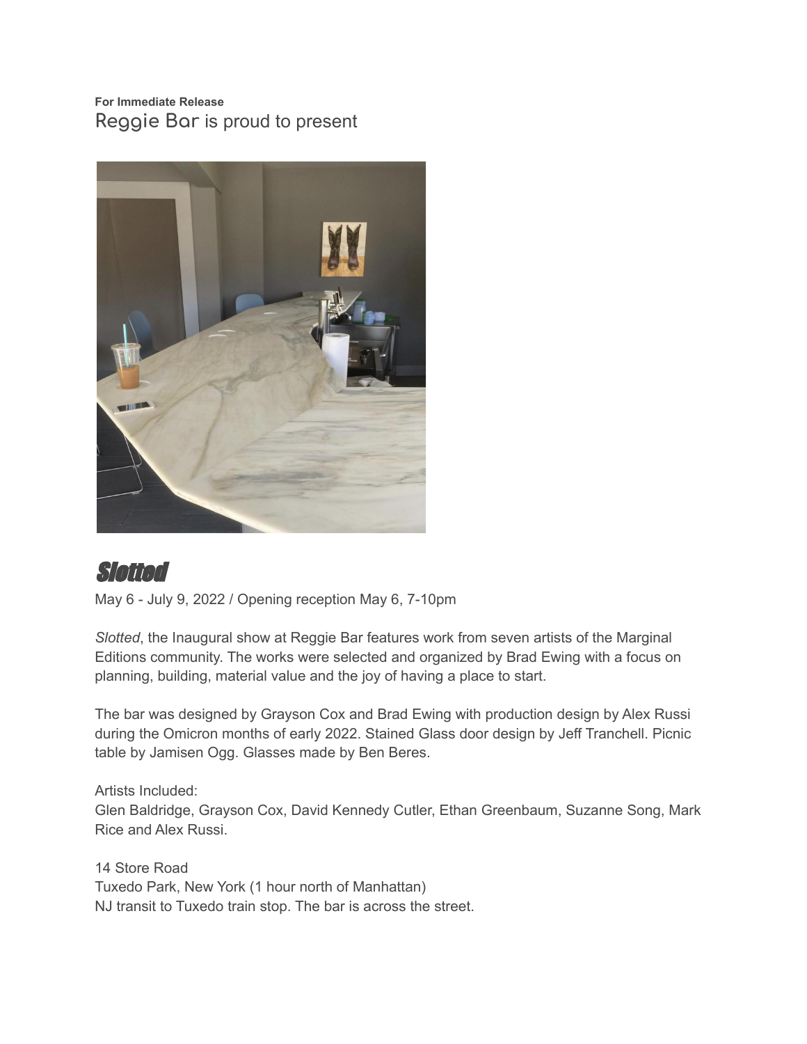**For Immediate Release**

Reggie Bar is proud to present

# *Slotted*

May 6 - July 9, 2022 / Opening reception May 6, 7-10pm

*Slotted*, the Inaugural show at Reggie Bar features work from seven artists of the Marginal Editions community. The works were selected and organized by Brad Ewing with a focus on planning, building, material value and the joy of having a place to start.

The bar was designed by Grayson Cox and Brad Ewing with production design by Alex Russi during the Omicron months of early 2022. Stained Glass door design by Jeff Tranchell. Picnic table by Jamisen Ogg. Glasses made by Ben Beres.

Artists Included:
Glen Baldridge, Grayson Cox, David Kennedy Cutler, Ethan Greenbaum, Suzanne Song, Mark Rice and Alex Russi.

14 Store Road
Tuxedo Park, New York (1 hour north of Manhattan)
NJ transit to Tuxedo train stop. The bar is across the street.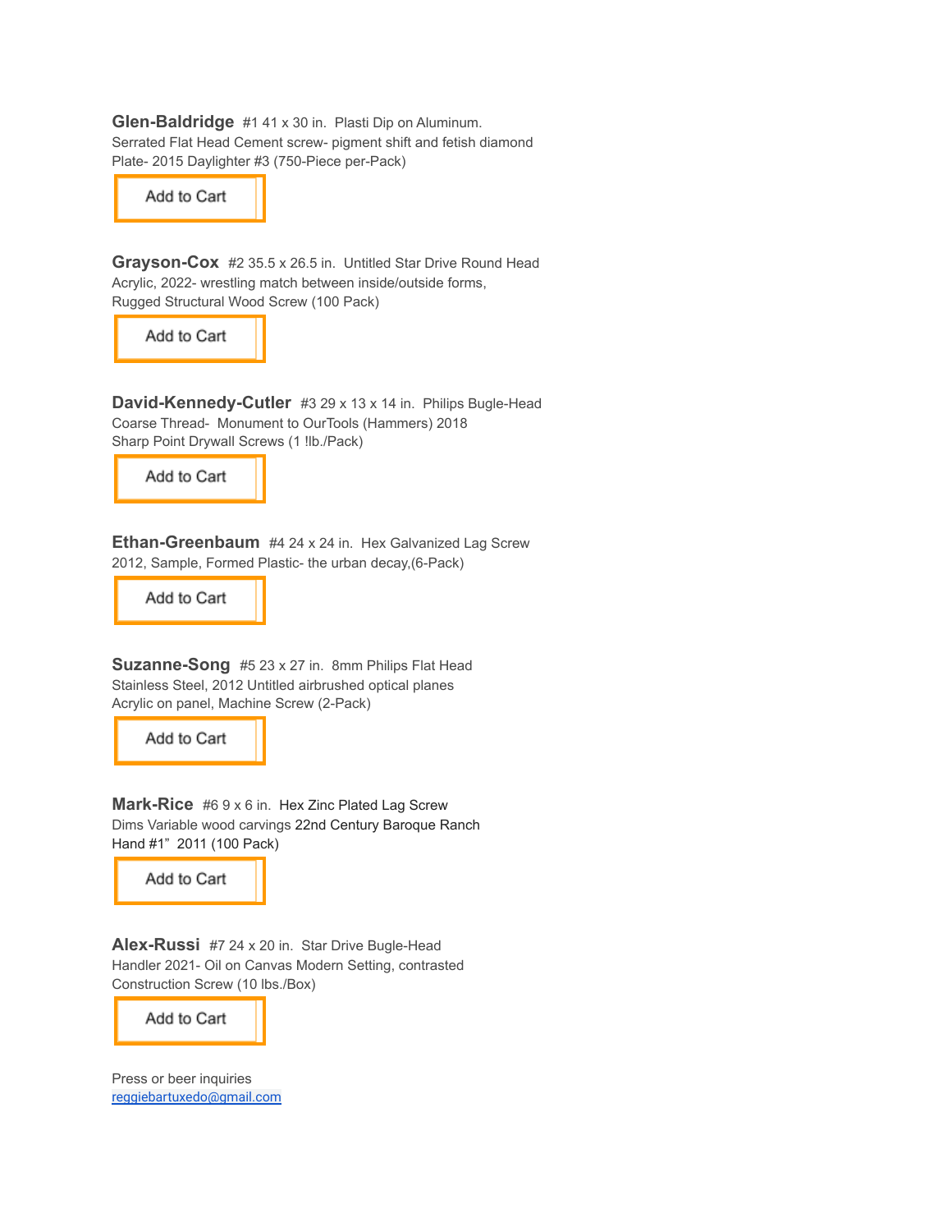**Glen-Baldridge** #1 41 x 30 in. Plasti Dip on Aluminum.
Serrated Flat Head Cement screw- pigment shift and fetish diamond
Plate- 2015 Daylighter #3 (750-Piece per-Pack)

Add to Cart

**Grayson-Cox** #2 35.5 x 26.5 in. Untitled Star Drive Round Head
Acrylic, 2022- wrestling match between inside/outside forms,
Rugged Structural Wood Screw (100 Pack)

Add to Cart

**David-Kennedy-Cutler** #3 29 x 13 x 14 in. Philips Bugle-Head
Coarse Thread- Monument to OurTools (Hammers) 2018
Sharp Point Drywall Screws (1 !lb./Pack)

Add to Cart

**Ethan-Greenbaum** #4 24 x 24 in. Hex Galvanized Lag Screw
2012, Sample, Formed Plastic- the urban decay,(6-Pack)

Add to Cart

**Suzanne-Song** #5 23 x 27 in. 8mm Philips Flat Head
Stainless Steel, 2012 Untitled airbrushed optical planes
Acrylic on panel, Machine Screw (2-Pack)

Add to Cart

**Mark-Rice** #6 9 x 6 in. Hex Zinc Plated Lag Screw
Dims Variable wood carvings 22nd Century Baroque Ranch
Hand #1" 2011 (100 Pack)

Add to Cart

**Alex-Russi** #7 24 x 20 in. Star Drive Bugle-Head
Handler 2021- Oil on Canvas Modern Setting, contrasted
Construction Screw (10 lbs./Box)

Add to Cart

Press or beer inquiries
[reggiebartuxedo@gmail.com](mailto:reggiebartuxedo@gmail.com)